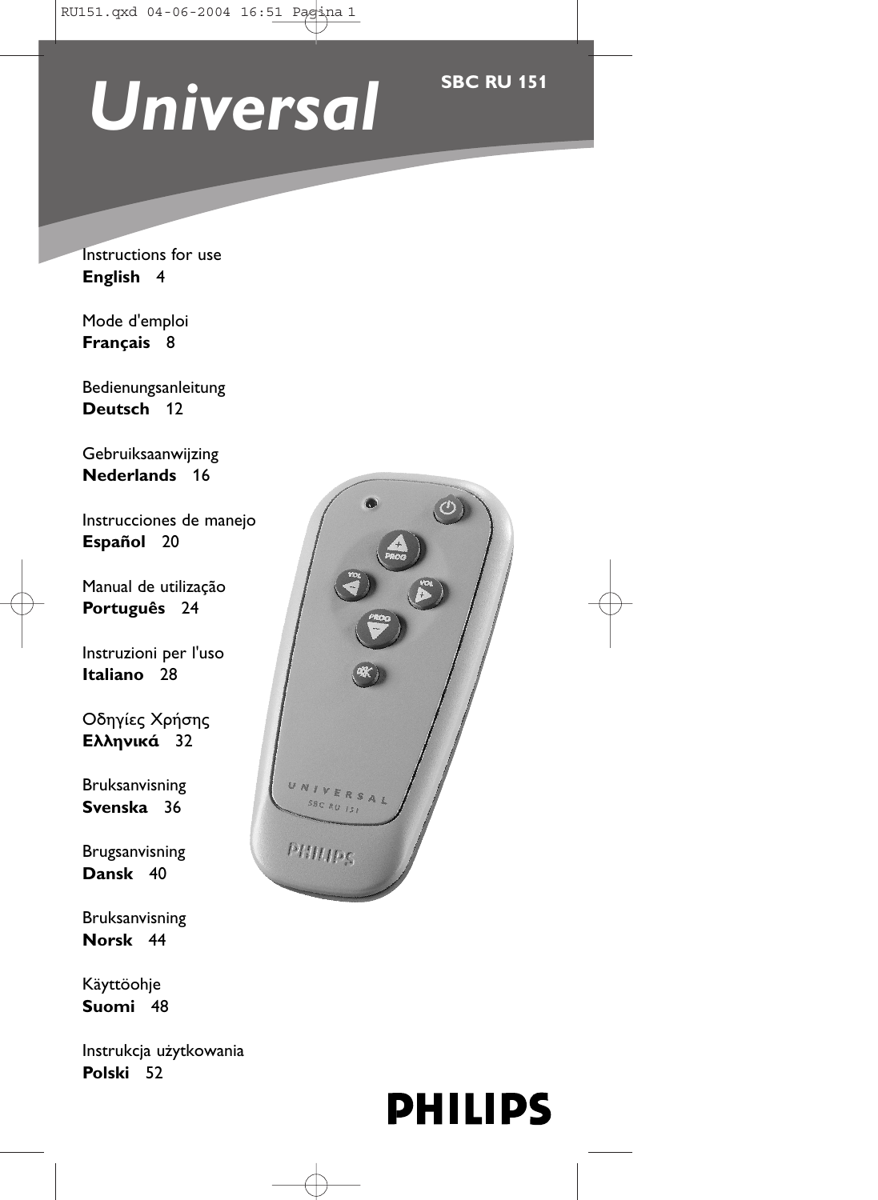# Universal

**SBC RU 151**

Instructions for use
**English** 4

Mode d'emploi
**Français** 8

Bedienungsanleitung
**Deutsch** 12

Gebruiksaanwijzing
**Nederlands** 16

Instrucciones de manejo
**Español** 20

Manual de utilização
**Português** 24

Instruzioni per l'uso
**Italiano** 28

Οδηγίες Χρήσης
**Ελληνικά** 32

Bruksanvisning
**Svenska** 36

Brugsanvisning
**Dansk** 40

Bruksanvisning
**Norsk** 44

Käyttöohje
**Suomi** 48

Instrukcja użytkowania
**Polski** 52

**PHILIPS**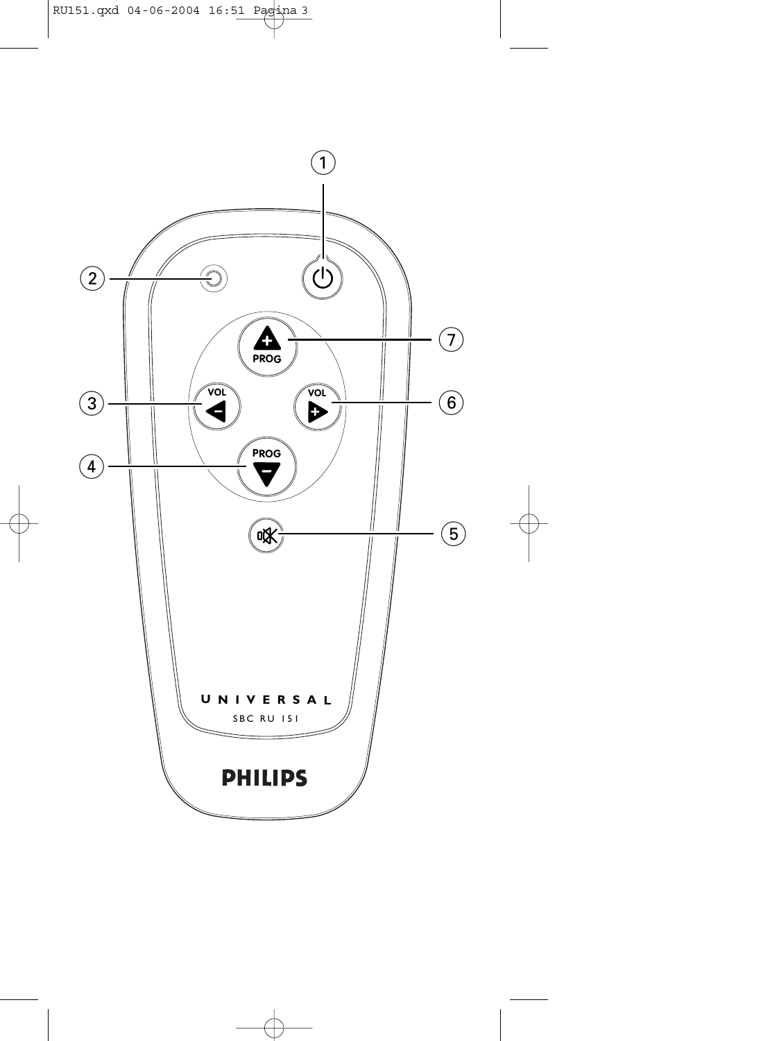1

2

7

PROG

3 VOL VOL 6

4 PROG

5

UNIVERSAL

SBC RU 151

PHILIPS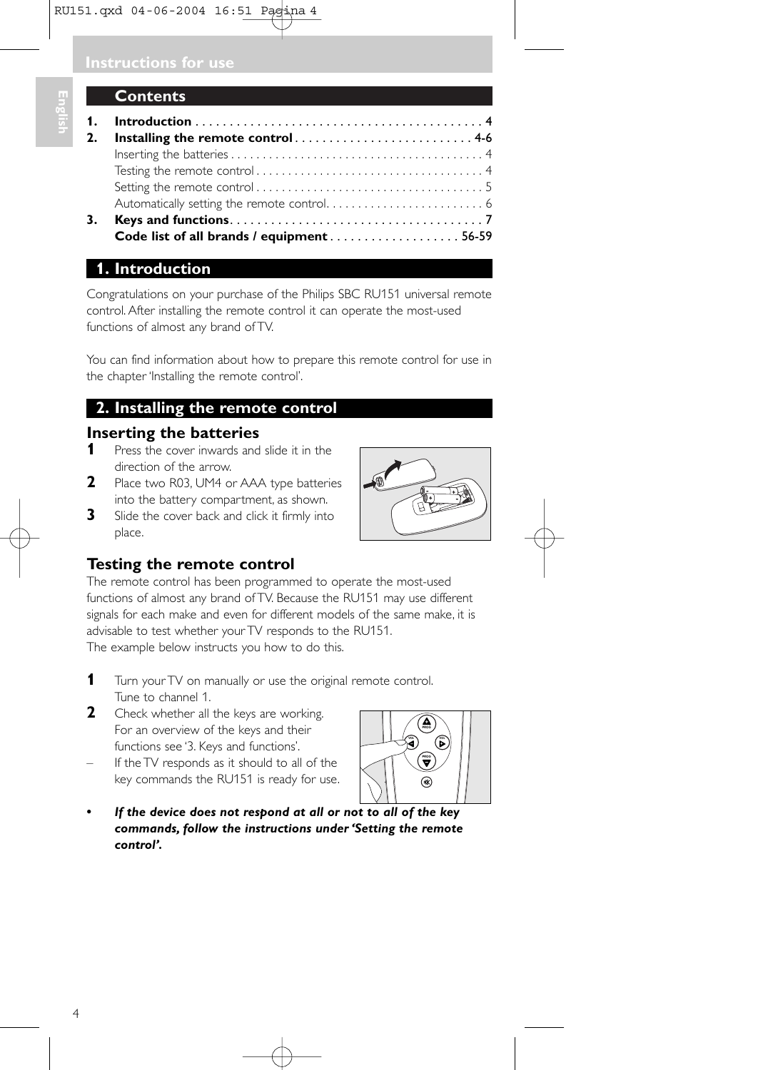# Instructions for use

## Contents

| | | |
|---|---|---|
| **1.** | **Introduction** | **4** |
| **2.** | **Installing the remote control** | **4-6** |
| | Inserting the batteries | 4 |
| | Testing the remote control | 4 |
| | Setting the remote control | 5 |
| | Automatically setting the remote control | 6 |
| **3.** | **Keys and functions** | **7** |
| | **Code list of all brands / equipment** | **56-59** |

## 1. Introduction

Congratulations on your purchase of the Philips SBC RU151 universal remote control. After installing the remote control it can operate the most-used functions of almost any brand of TV.

You can find information about how to prepare this remote control for use in the chapter 'Installing the remote control'.

## 2. Installing the remote control

### Inserting the batteries

**1** Press the cover inwards and slide it in the direction of the arrow.

**2** Place two R03, UM4 or AAA type batteries into the battery compartment, as shown.

**3** Slide the cover back and click it firmly into place.

### Testing the remote control

The remote control has been programmed to operate the most-used functions of almost any brand of TV. Because the RU151 may use different signals for each make and even for different models of the same make, it is advisable to test whether your TV responds to the RU151.
The example below instructs you how to do this.

**1** Turn your TV on manually or use the original remote control. Tune to channel 1.

**2** Check whether all the keys are working. For an overview of the keys and their functions see '3. Keys and functions'.

– If the TV responds as it should to all of the key commands the RU151 is ready for use.

- ***If the device does not respond at all or not to all of the key commands, follow the instructions under 'Setting the remote control'.***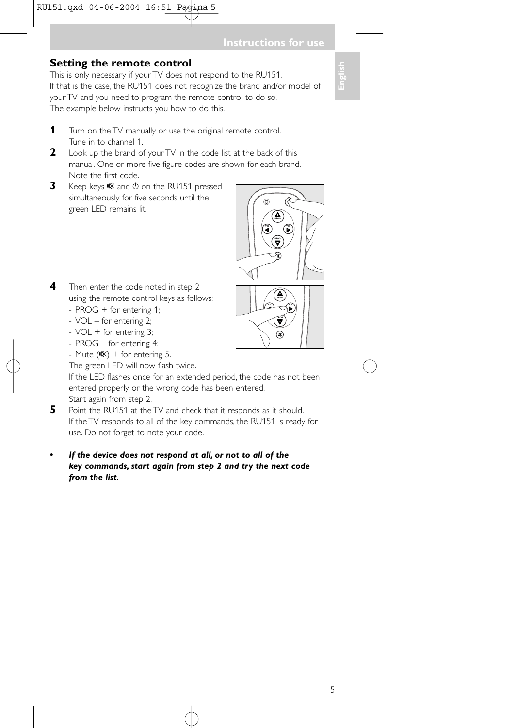## Setting the remote control

This is only necessary if your TV does not respond to the RU151.
If that is the case, the RU151 does not recognize the brand and/or model of your TV and you need to program the remote control to do so.
The example below instructs you how to do this.

**1** Turn on the TV manually or use the original remote control.
Tune in to channel 1.

**2** Look up the brand of your TV in the code list at the back of this manual. One or more five-figure codes are shown for each brand.
Note the first code.

**3** Keep keys 🔇 and ⏻ on the RU151 pressed simultaneously for five seconds until the green LED remains lit.

**4** Then enter the code noted in step 2 using the remote control keys as follows:
- PROG + for entering 1;
- VOL – for entering 2;
- VOL + for entering 3;
- PROG – for entering 4;
- Mute (🔇) + for entering 5.

– The green LED will now flash twice.
If the LED flashes once for an extended period, the code has not been entered properly or the wrong code has been entered.
Start again from step 2.

**5** Point the RU151 at the TV and check that it responds as it should.

– If the TV responds to all of the key commands, the RU151 is ready for use. Do not forget to note your code.

• ***If the device does not respond at all, or not to all of the key commands, start again from step 2 and try the next code from the list.***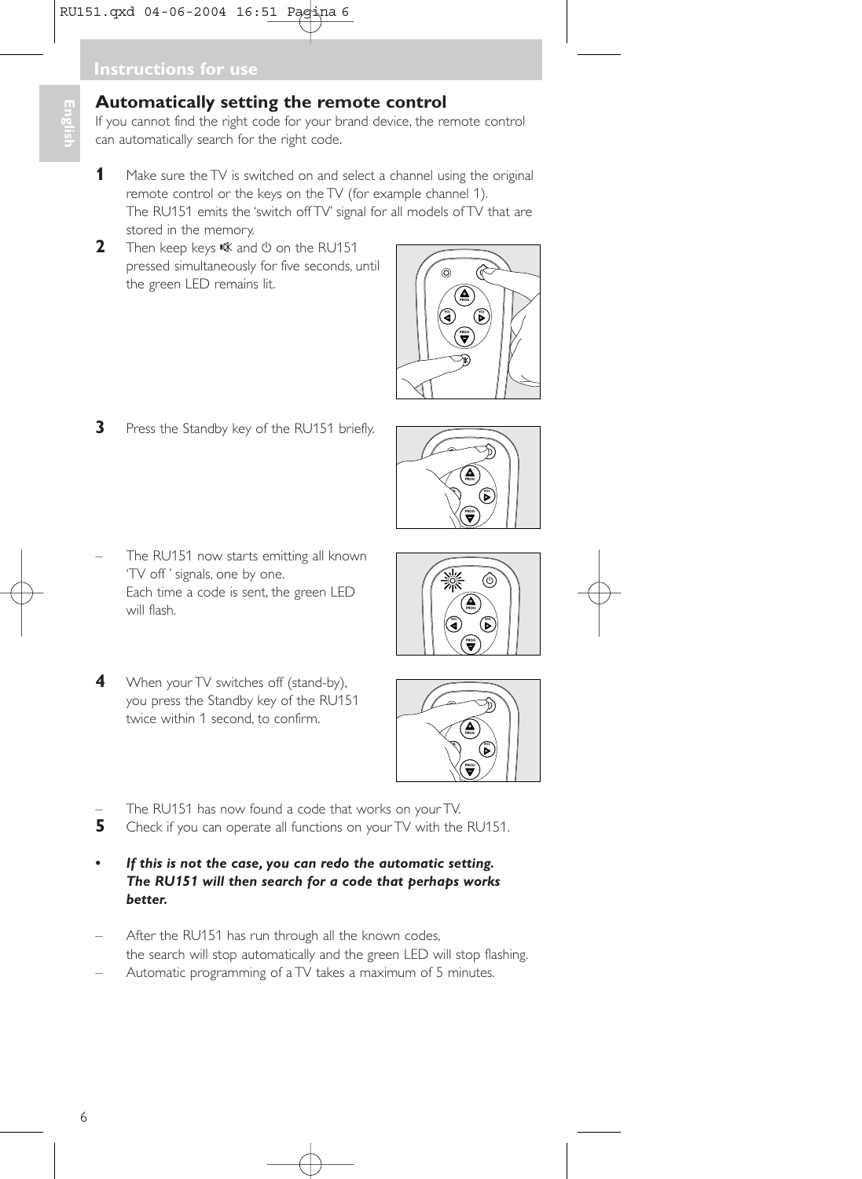## Automatically setting the remote control

If you cannot find the right code for your brand device, the remote control can automatically search for the right code.

**1** Make sure the TV is switched on and select a channel using the original remote control or the keys on the TV (for example channel 1).
The RU151 emits the 'switch off TV' signal for all models of TV that are stored in the memory.

**2** Then keep keys 🔇 and ⏻ on the RU151 pressed simultaneously for five seconds, until the green LED remains lit.

**3** Press the Standby key of the RU151 briefly.

– The RU151 now starts emitting all known 'TV off ' signals, one by one.
Each time a code is sent, the green LED will flash.

**4** When your TV switches off (stand-by), you press the Standby key of the RU151 twice within 1 second, to confirm.

– The RU151 has now found a code that works on your TV.

**5** Check if you can operate all functions on your TV with the RU151.

- ***If this is not the case, you can redo the automatic setting. The RU151 will then search for a code that perhaps works better.***

– After the RU151 has run through all the known codes, the search will stop automatically and the green LED will stop flashing.

– Automatic programming of a TV takes a maximum of 5 minutes.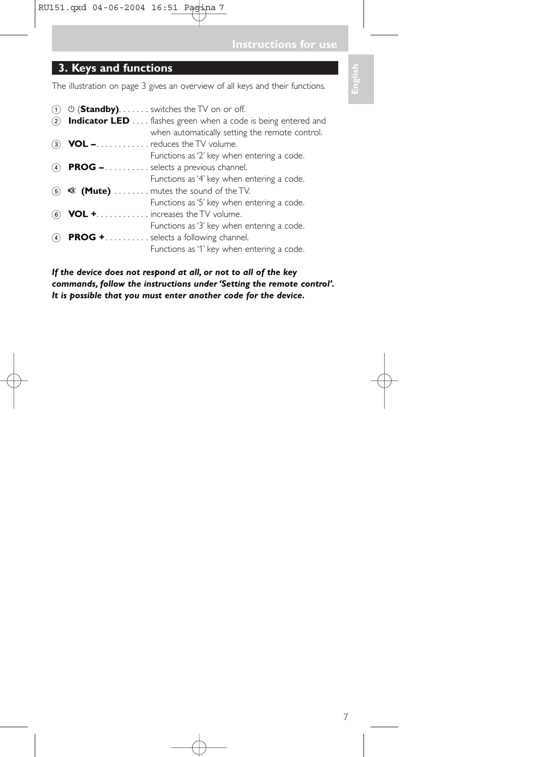## 3. Keys and functions

The illustration on page 3 gives an overview of all keys and their functions.

1. ⏻ (**Standby**). . . . . . . switches the TV on or off.
2. **Indicator LED** . . . . flashes green when a code is being entered and when automatically setting the remote control.
3. **VOL –**. . . . . . . . . . . . reduces the TV volume. Functions as '2' key when entering a code.
4. **PROG –**. . . . . . . . . . selects a previous channel. Functions as '4' key when entering a code.
5. 🔇 **(Mute)** . . . . . . . . mutes the sound of the TV. Functions as '5' key when entering a code.
6. **VOL +**. . . . . . . . . . . . increases the TV volume. Functions as '3' key when entering a code.
4. **PROG +**. . . . . . . . . . selects a following channel. Functions as '1' key when entering a code.

***If the device does not respond at all, or not to all of the key commands, follow the instructions under 'Setting the remote control'. It is possible that you must enter another code for the device.***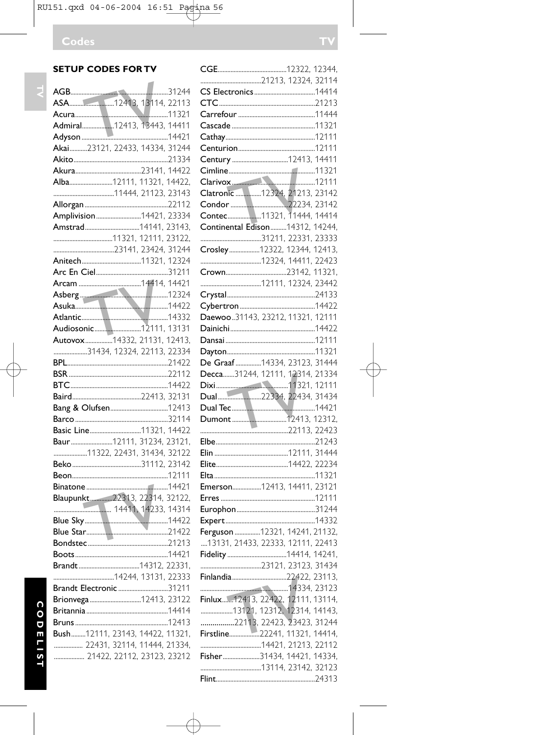## SETUP CODES FOR TV

AGB.....31244
ASA.....12413, 13114, 22113
Acura.....11321
Admiral.....12413, 13443, 14411
Adyson.....14421
Akai.....23121, 22433, 14334, 31244
Akito.....21334
Akura.....23141, 14422
Alba.....12111, 11321, 14422, 11444, 21123, 23143
Allorgan.....22112
Amplivision.....14421, 23334
Amstrad.....14141, 23143, 11321, 12111, 23122, 23141, 23424, 31244
Anitech.....11321, 12324
Arc En Ciel.....31211
Arcam.....14414, 14421
Asberg.....12324
Asuka.....14422
Atlantic.....14332
Audiosonic.....12111, 13131
Autovox.....14332, 21131, 12413, 31434, 12324, 22113, 22334
BPL.....21422
BSR.....22112
BTC.....14422
Baird.....22413, 32131
Bang & Olufsen.....12413
Barco.....32114
Basic Line.....11321, 14422
Baur.....12111, 31234, 23121, 11322, 22431, 31434, 32122
Beko.....31112, 23142
Beon.....12111
Binatone.....14421
Blaupunkt.....22313, 22314, 32122, 14411, 14233, 14314
Blue Sky.....14422
Blue Star.....21422
Bondstec.....21213
Boots.....14421
Brandt.....14312, 22331, 14244, 13131, 22333
Brandt Electronic.....31211
Brionvega.....12413, 23122
Britannia.....14414
Bruns.....12413
Bush.....12111, 23143, 14422, 11321, 22431, 32114, 11444, 21334, 21422, 22112, 23123, 23212
CGE.....12322, 12344, 21213, 12324, 32114
CS Electronics.....14414
CTC.....21213
Carrefour.....11444
Cascade.....11321
Cathay.....12111
Centurion.....12111
Century.....12413, 14411
Cimline.....11321
Clarivox.....12111
Clatronic.....12324, 21213, 23142
Condor.....22234, 23142
Contec.....11321, 11444, 14414
Continental Edison.....14312, 14244, 31211, 22331, 23333
Crosley.....12322, 12344, 12413, 12324, 14411, 22423
Crown.....23142, 11321, 12111, 12324, 23442
Crystal.....24133
Cybertron.....14422
Daewoo..31143, 23212, 11321, 12111
Dainichi.....14422
Dansai.....12111
Dayton.....11321
De Graaf.....14334, 23123, 31444
Decca.....31244, 12111, 12314, 21334
Dixi.....11321, 12111
Dual.....22334, 22434, 31434
Dual Tec.....14421
Dumont.....12413, 12312, 22113, 22423
Elbe.....21243
Elin.....12111, 31444
Elite.....14422, 22234
Elta.....11321
Emerson.....12413, 14411, 23121
Erres.....12111
Europhon.....31244
Expert.....14332
Ferguson.....12321, 14241, 21132, 13131, 21433, 22333, 12111, 22413
Fidelity.....14414, 14241, 23121, 23123, 31434
Finlandia.....22422, 23113, 14334, 23123
Finlux.....12413, 22422, 12111, 13114, 13121, 12312, 12314, 14143, 22113, 22423, 23423, 31244
Firstline.....22241, 11321, 14414, 14421, 21213, 22112
Fisher.....31434, 14421, 14334, 13114, 23142, 32123
Flint.....24313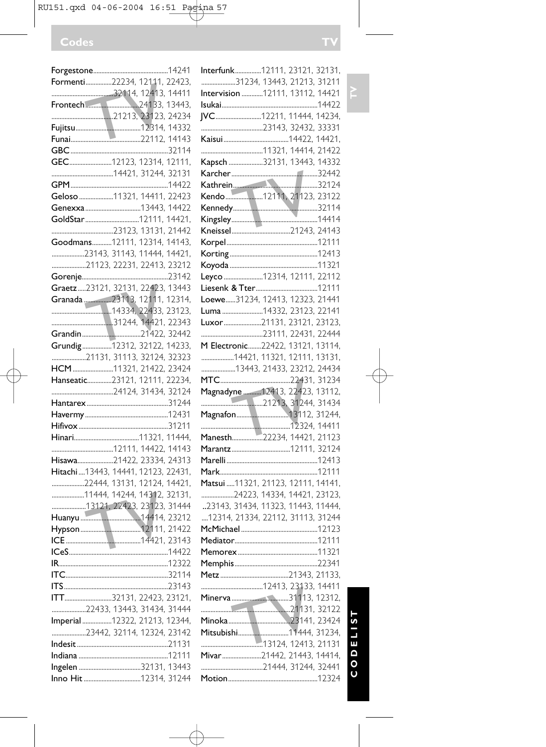## Codes TV

Forgestone..........14241
Formenti..........22234, 12111, 22423, 32114, 12413, 14411
Frontech..........24133, 13443, 21213, 23123, 24234
Fujitsu..........12314, 14332
Funai..........22112, 14143
GBC..........32114
GEC..........12123, 12314, 12111, 14421, 31244, 32131
GPM..........14422
Geloso..........11321, 14411, 22423
Genexxa..........13443, 14422
GoldStar..........12111, 14421, 23123, 13131, 21442
Goodmans..........12111, 12314, 14143, 23143, 31143, 11444, 14421, 21123, 22231, 22413, 23212
Gorenje..........23142
Graetz.....23121, 32131, 22423, 13443
Granada..........23113, 12111, 12314, 14334, 22433, 23123, 31244, 14421, 22343
Grandin..........21422, 32442
Grundig..........12312, 32122, 14233, 21131, 31113, 32124, 32323
HCM..........11321, 21422, 23424
Hanseatic..........23121, 12111, 22234, 24124, 31434, 32124
Hantarex..........31244
Havermy..........12431
Hifivox..........31211
Hinari..........11321, 11444, 12111, 14422, 14143
Hisawa..........21422, 23334, 24313
Hitachi....13443, 14441, 12123, 22431, 22444, 13131, 12124, 14421, 11444, 14244, 14312, 32131, 13121, 22423, 23123, 31444
Huanyu..........14414, 23212
Hypson..........12111, 21422
ICE..........14421, 23143
ICeS..........14422
IR..........12322
ITC..........32114
ITS..........23143
ITT..........32131, 22423, 23121, 22433, 13443, 31434, 31444
Imperial..........12322, 21213, 12344, 23442, 32114, 12324, 23142
Indesit..........21131
Indiana..........12111
Ingelen..........32131, 13443
Inno Hit..........12314, 31244
Interfunk..........12111, 23121, 32131, 31234, 13443, 21213, 31211
Intervision..........12111, 13112, 14421
Isukai..........14422
JVC..........12211, 11444, 14234, 23143, 32432, 33331
Kaisui..........14422, 14421, 11321, 14414, 21422
Kapsch..........32131, 13443, 14332
Karcher..........32442
Kathrein..........32124
Kendo..........12111, 21123, 23122
Kennedy..........32114
Kingsley..........14414
Kneissel..........21243, 24143
Korpel..........12111
Korting..........12413
Koyoda..........11321
Leyco..........12314, 12111, 22112
Liesenk & Tter..........12111
Loewe......31234, 12413, 12323, 21441
Luma..........14332, 23123, 22141
Luxor..........21131, 23121, 23123, 23111, 22431, 22444
M Electronic..........22422, 13121, 13114, 14421, 11321, 12111, 13131, 13443, 21433, 23212, 24434
MTC..........22431, 31234
Magnadyne..........12413, 22423, 13112, 21213, 31244, 31434
Magnafon..........13112, 31244, 12324, 14411
Manesth..........22234, 14421, 21123
Marantz..........12111, 32124
Marelli..........12413
Mark..........12111
Matsui.....11321, 21123, 12111, 14141, 24223, 14334, 14421, 23123, 23143, 31434, 11323, 11443, 11444, 12314, 21334, 22112, 31113, 31244
McMichael..........12123
Mediator..........12111
Memorex..........11321
Memphis..........22341
Metz..........21343, 21133, 12413, 23133, 14411
Minerva..........31113, 12312, 21131, 32122
Minoka..........23141, 23424
Mitsubishi..........11444, 31234, 13124, 12413, 21131
Mivar..........21442, 21443, 14414, 21444, 31244, 32441
Motion..........12324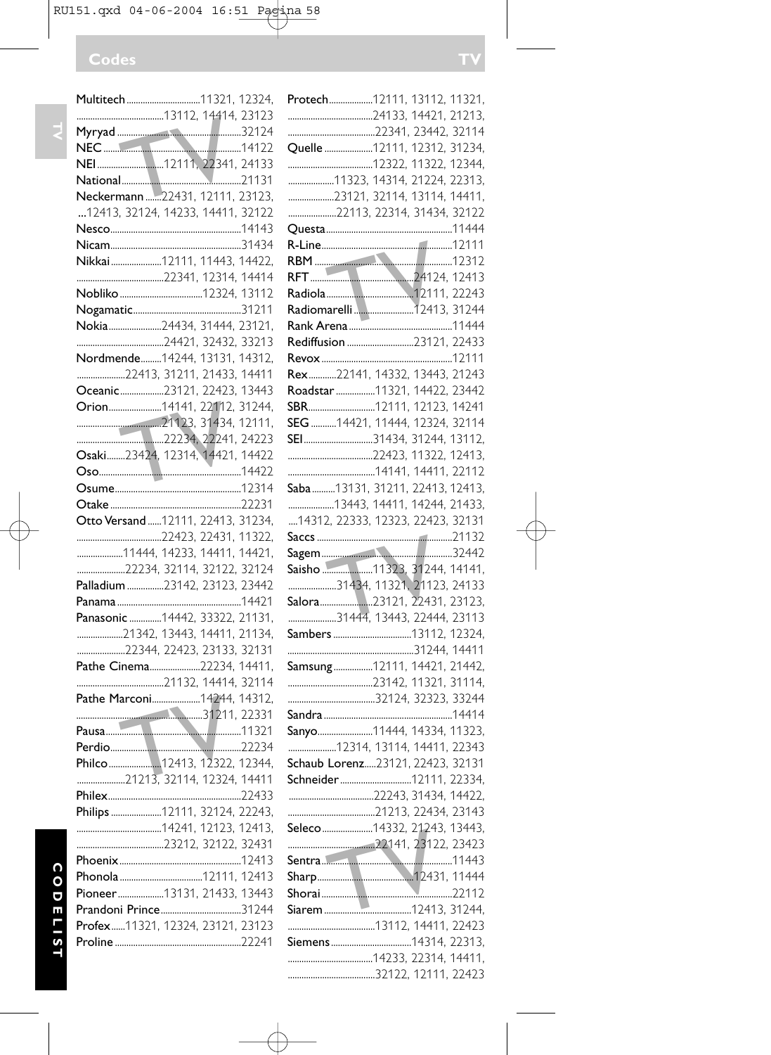## Codes TV

Multitech ........ 11321, 12324, 13112, 14414, 23123
Myryad ........ 32124
NEC ........ 14122
NEI ........ 12111, 22341, 24133
National ........ 21131
Neckermann ........ 22431, 12111, 23123, 12413, 32124, 14233, 14411, 32122
Nesco ........ 14143
Nicam ........ 31434
Nikkai ........ 12111, 11443, 14422, 22341, 12314, 14414
Nobliko ........ 12324, 13112
Nogamatic ........ 31211
Nokia ........ 24434, 31444, 23121, 24421, 32432, 33213
Nordmende ........ 14244, 13131, 14312, 22413, 31211, 21433, 14411
Oceanic ........ 23121, 22423, 13443
Orion ........ 14141, 22112, 31244, 21123, 31434, 12111, 22234, 22241, 24223
Osaki ........ 23424, 12314, 14421, 14422
Oso ........ 14422
Osume ........ 12314
Otake ........ 22231
Otto Versand ........ 12111, 22413, 31234, 22423, 22431, 11322, 11444, 14233, 14411, 14421, 22234, 32114, 32122, 32124
Palladium ........ 23142, 23123, 23442
Panama ........ 14421
Panasonic ........ 14442, 33322, 21131, 21342, 13443, 14411, 21134, 22344, 22423, 23133, 32131
Pathe Cinema ........ 22234, 14411, 21132, 14414, 32114
Pathe Marconi ........ 14244, 14312, 31211, 22331
Pausa ........ 11321
Perdio ........ 22234
Philco ........ 12413, 12322, 12344, 21213, 32114, 12324, 14411
Philex ........ 22433
Philips ........ 12111, 32124, 22243, 14241, 12123, 12413, 23212, 32122, 32431
Phoenix ........ 12413
Phonola ........ 12111, 12413
Pioneer ........ 13131, 21433, 13443
Prandoni Prince ........ 31244
Profex ........ 11321, 12324, 23121, 23123
Proline ........ 22241
Protech ........ 12111, 13112, 11321, 24133, 14421, 21213, 22341, 23442, 32114
Quelle ........ 12111, 12312, 31234, 12322, 11322, 12344, 11323, 14314, 21224, 22313, 23121, 32114, 13114, 14411, 22113, 22314, 31434, 32122
Questa ........ 11444
R-Line ........ 12111
RBM ........ 12312
RFT ........ 24124, 12413
Radiola ........ 12111, 22243
Radiomarelli ........ 12413, 31244
Rank Arena ........ 11444
Rediffusion ........ 23121, 22433
Revox ........ 12111
Rex ........ 22141, 14332, 13443, 21243
Roadstar ........ 11321, 14422, 23442
SBR ........ 12111, 12123, 14241
SEG ........ 14421, 11444, 12324, 32114
SEI ........ 31434, 31244, 13112, 22423, 11322, 12413, 14141, 14411, 22112
Saba ........ 13131, 31211, 22413, 12413, 13443, 14411, 14244, 21433, 14312, 22333, 12323, 22423, 32131
Saccs ........ 21132
Sagem ........ 32442
Saisho ........ 11323, 31244, 14141, 31434, 11321, 21123, 24133
Salora ........ 23121, 22431, 23123, 31444, 13443, 22444, 23113
Sambers ........ 13112, 12324, 31244, 14411
Samsung ........ 12111, 14421, 21442, 23142, 11321, 31114, 32124, 32323, 33244
Sandra ........ 14414
Sanyo ........ 11444, 14334, 11323, 12314, 13114, 14411, 22343
Schaub Lorenz ........ 23121, 22423, 32131
Schneider ........ 12111, 22334, 22243, 31434, 14422, 21213, 22434, 23143
Seleco ........ 14332, 21243, 13443, 22141, 23122, 23423
Sentra ........ 11443
Sharp ........ 12431, 11444
Shorai ........ 22112
Siarem ........ 12413, 31244, 13112, 14411, 22423
Siemens ........ 14314, 22313, 14233, 22314, 14411, 32122, 12111, 22423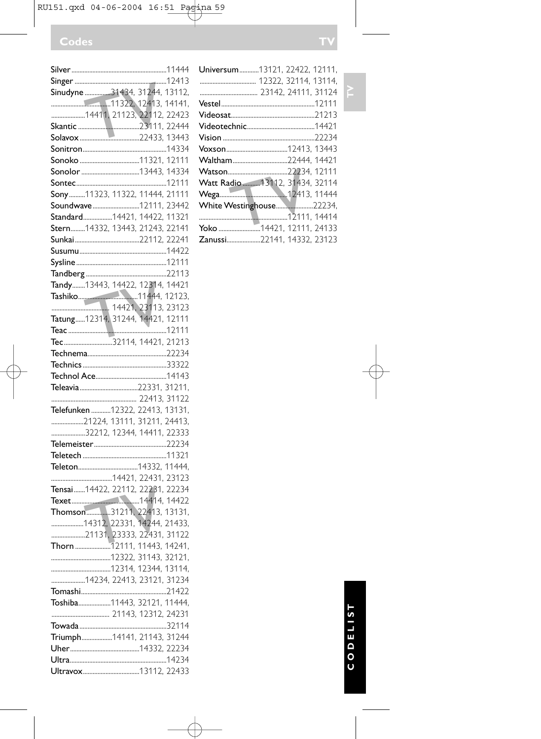## Codes TV

Silver ........ 11444
Singer ........ 12413
Sinudyne ........ 31434, 31244, 13112, 11322, 12413, 14141, 14411, 21123, 22112, 22423
Skantic ........ 23111, 22444
Solavox ........ 22433, 13443
Sonitron ........ 14334
Sonoko ........ 11321, 12111
Sonolor ........ 13443, 14334
Sontec ........ 12111
Sony ........ 11323, 11322, 11444, 21111
Soundwave ........ 12111, 23442
Standard ........ 14421, 14422, 11321
Stern ........ 14332, 13443, 21243, 22141
Sunkai ........ 22112, 22241
Susumu ........ 14422
Sysline ........ 12111
Tandberg ........ 22113
Tandy ........ 13443, 14422, 12314, 14421
Tashiko ........ 11444, 12123, 14421, 23113, 23123
Tatung ........ 12314, 31244, 14421, 12111
Teac ........ 12111
Tec ........ 32114, 14421, 21213
Technema ........ 22234
Technics ........ 33322
Technol Ace ........ 14143
Teleavia ........ 22331, 31211, 22413, 31122
Telefunken ........ 12322, 22413, 13131, 21224, 13111, 31211, 24413, 32212, 12344, 14411, 22333
Telemeister ........ 22234
Teletech ........ 11321
Teleton ........ 14332, 11444, 14421, 22431, 23123
Tensai ........ 14422, 22112, 22231, 22234
Texet ........ 14414, 14422
Thomson ........ 31211, 22413, 13131, 14312, 22331, 14244, 21433, 21131, 23333, 22431, 31122
Thorn ........ 12111, 11443, 14241, 12322, 31143, 32121, 12314, 12344, 13114, 14234, 22413, 23121, 31234
Tomashi ........ 21422
Toshiba ........ 11443, 32121, 11444, 21143, 12312, 24231
Towada ........ 32114
Triumph ........ 14141, 21143, 31244
Uher ........ 14332, 22234
Ultra ........ 14234
Ultravox ........ 13112, 22433
Universum ........ 13121, 22422, 12111, 12322, 32114, 13114, 23142, 24111, 31124
Vestel ........ 12111
Videosat ........ 21213
Videotechnic ........ 14421
Vision ........ 22234
Voxson ........ 12413, 13443
Waltham ........ 22444, 14421
Watson ........ 22234, 12111
Watt Radio ........ 13112, 31434, 32114
Wega ........ 12413, 11444
White Westinghouse ........ 22234, 12111, 14414
Yoko ........ 14421, 12111, 24133
Zanussi ........ 22141, 14332, 23123

CODELIST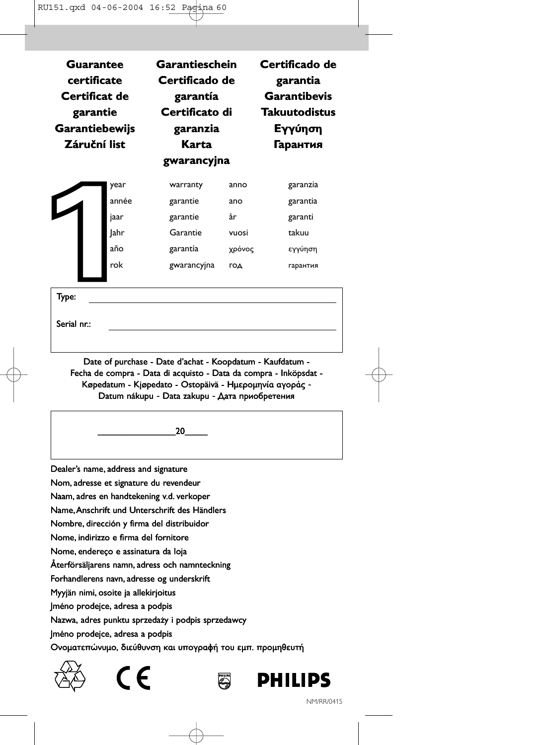**Guarantee certificate**
**Certificat de garantie**
**Garantiebewijs**
**Záruční list**
**Garantieschein**
**Certificado de garantía**
**Certificato di garanzia**
**Karta gwarancyjna**
**Certificado de garantia**
**Garantibevis**
**Takuutodistus**
**Εγγύηση**
**Гарантия**

| | | | | |
|---|---|---|---|---|
| 1 | year | warranty | anno | garanzia |
| | année | garantie | ano | garantia |
| | jaar | garantie | år | garanti |
| | Jahr | Garantie | vuosi | takuu |
| | año | garantía | χρόνος | εγγύηση |
| | rok | gwarancyjna | год | гарантия |

Type: ____________________

Serial nr.: ____________________

Date of purchase - Date d'achat - Koopdatum - Kaufdatum -
Fecha de compra - Data di acquisto - Data da compra - Inköpsdat -
Køpedatum - Kjøpedato - Ostopäivä - Ημερομηνία αγοράς -
Datum nákupu - Data zakupu - Дата приобретения

________________20_____

Dealer's name, address and signature
Nom, adresse et signature du revendeur
Naam, adres en handtekening v.d. verkoper
Name, Anschrift und Unterschrift des Händlers
Nombre, dirección y firma del distribuidor
Nome, indirizzo e firma del fornitore
Nome, endereço e assinatura da loja
Återförsäljarens namn, adress och namnteckning
Forhandlerens navn, adresse og underskrift
Myyjän nimi, osoite ja allekirjoitus
Jméno prodejce, adresa a podpis
Nazwa, adres punktu sprzedaży i podpis sprzedawcy
Jméno prodejce, adresa a podpis
Ονοματεπώνυμο, διεύθυνση και υπογραφή του εμπ. προμηθευτή

CE

PHILIPS

NM/RR/0415